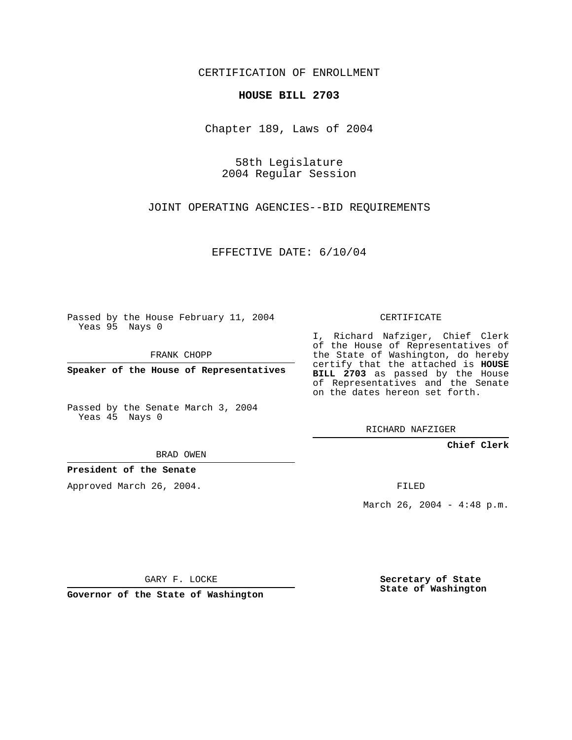CERTIFICATION OF ENROLLMENT

**HOUSE BILL 2703**

Chapter 189, Laws of 2004

58th Legislature
2004 Regular Session

JOINT OPERATING AGENCIES--BID REQUIREMENTS

EFFECTIVE DATE: 6/10/04

Passed by the House February 11, 2004
Yeas 95 Nays 0

FRANK CHOPP

**Speaker of the House of Representatives**

Passed by the Senate March 3, 2004
Yeas 45 Nays 0

BRAD OWEN

**President of the Senate**

Approved March 26, 2004.

GARY F. LOCKE

**Governor of the State of Washington**

CERTIFICATE

I, Richard Nafziger, Chief Clerk of the House of Representatives of the State of Washington, do hereby certify that the attached is **HOUSE BILL 2703** as passed by the House of Representatives and the Senate on the dates hereon set forth.

RICHARD NAFZIGER

**Chief Clerk**

FILED

March 26, 2004 - 4:48 p.m.

**Secretary of State**
**State of Washington**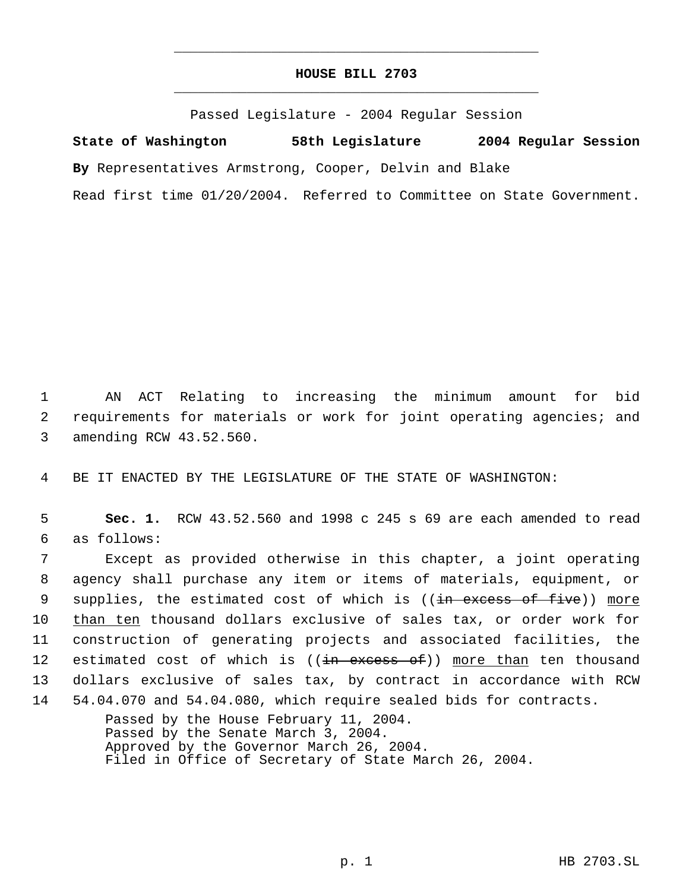# HOUSE BILL 2703

Passed Legislature - 2004 Regular Session

**State of Washington 58th Legislature 2004 Regular Session**

**By** Representatives Armstrong, Cooper, Delvin and Blake

Read first time 01/20/2004. Referred to Committee on State Government.

AN ACT Relating to increasing the minimum amount for bid requirements for materials or work for joint operating agencies; and amending RCW 43.52.560.

BE IT ENACTED BY THE LEGISLATURE OF THE STATE OF WASHINGTON:

**Sec. 1.** RCW 43.52.560 and 1998 c 245 s 69 are each amended to read as follows:

Except as provided otherwise in this chapter, a joint operating agency shall purchase any item or items of materials, equipment, or supplies, the estimated cost of which is ((~~in excess of five~~)) <u>more than ten</u> thousand dollars exclusive of sales tax, or order work for construction of generating projects and associated facilities, the estimated cost of which is ((~~in excess of~~)) <u>more than</u> ten thousand dollars exclusive of sales tax, by contract in accordance with RCW 54.04.070 and 54.04.080, which require sealed bids for contracts.

Passed by the House February 11, 2004.
Passed by the Senate March 3, 2004.
Approved by the Governor March 26, 2004.
Filed in Office of Secretary of State March 26, 2004.